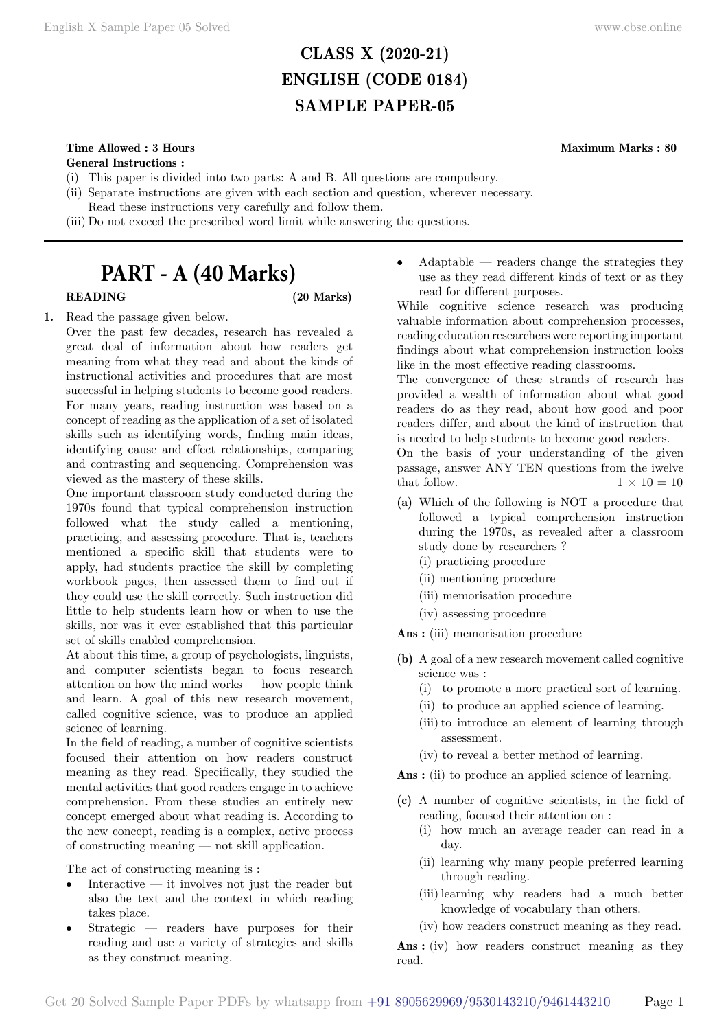# CLASS X (2020-21)
# ENGLISH (CODE 0184)
# SAMPLE PAPER-05

**Time Allowed : 3 Hours** **Maximum Marks : 80**

**General Instructions :**

(i) This paper is divided into two parts: A and B. All questions are compulsory.

(ii) Separate instructions are given with each section and question, wherever necessary. Read these instructions very carefully and follow them.

(iii) Do not exceed the prescribed word limit while answering the questions.

---

## PART - A (40 Marks)

**READING** **(20 Marks)**

**1.** Read the passage given below.

Over the past few decades, research has revealed a great deal of information about how readers get meaning from what they read and about the kinds of instructional activities and procedures that are most successful in helping students to become good readers.

For many years, reading instruction was based on a concept of reading as the application of a set of isolated skills such as identifying words, finding main ideas, identifying cause and effect relationships, comparing and contrasting and sequencing. Comprehension was viewed as the mastery of these skills.

One important classroom study conducted during the 1970s found that typical comprehension instruction followed what the study called a mentioning, practicing, and assessing procedure. That is, teachers mentioned a specific skill that students were to apply, had students practice the skill by completing workbook pages, then assessed them to find out if they could use the skill correctly. Such instruction did little to help students learn how or when to use the skills, nor was it ever established that this particular set of skills enabled comprehension.

At about this time, a group of psychologists, linguists, and computer scientists began to focus research attention on how the mind works — how people think and learn. A goal of this new research movement, called cognitive science, was to produce an applied science of learning.

In the field of reading, a number of cognitive scientists focused their attention on how readers construct meaning as they read. Specifically, they studied the mental activities that good readers engage in to achieve comprehension. From these studies an entirely new concept emerged about what reading is. According to the new concept, reading is a complex, active process of constructing meaning — not skill application.

The act of constructing meaning is :

- Interactive — it involves not just the reader but also the text and the context in which reading takes place.
- Strategic — readers have purposes for their reading and use a variety of strategies and skills as they construct meaning.
- Adaptable — readers change the strategies they use as they read different kinds of text or as they read for different purposes.

While cognitive science research was producing valuable information about comprehension processes, reading education researchers were reporting important findings about what comprehension instruction looks like in the most effective reading classrooms.

The convergence of these strands of research has provided a wealth of information about what good readers do as they read, about how good and poor readers differ, and about the kind of instruction that is needed to help students to become good readers.

On the basis of your understanding of the given passage, answer ANY TEN questions from the iwelve that follow. $1 \times 10 = 10$

**(a)** Which of the following is NOT a procedure that followed a typical comprehension instruction during the 1970s, as revealed after a classroom study done by researchers ?

(i) practicing procedure
(ii) mentioning procedure
(iii) memorisation procedure
(iv) assessing procedure

**Ans :** (iii) memorisation procedure

**(b)** A goal of a new research movement called cognitive science was :

(i) to promote a more practical sort of learning.
(ii) to produce an applied science of learning.
(iii) to introduce an element of learning through assessment.
(iv) to reveal a better method of learning.

**Ans :** (ii) to produce an applied science of learning.

**(c)** A number of cognitive scientists, in the field of reading, focused their attention on :

(i) how much an average reader can read in a day.
(ii) learning why many people preferred learning through reading.
(iii) learning why readers had a much better knowledge of vocabulary than others.
(iv) how readers construct meaning as they read.

**Ans :** (iv) how readers construct meaning as they read.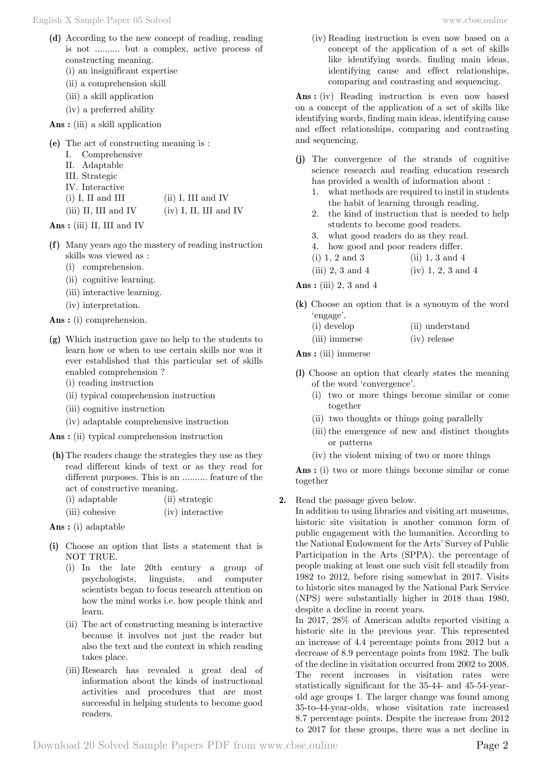**(d)** According to the new concept of reading, reading is not .......... but a complex, active process of constructing meaning.
(i) an insignificant expertise
(ii) a comprehension skill
(iii) a skill application
(iv) a preferred ability

**Ans :** (iii) a skill application

**(e)** The act of constructing meaning is :
I. Comprehensive
II. Adaptable
III. Strategic
IV. Interactive
(i) I, II and III (ii) I, III and IV
(iii) II, III and IV (iv) I, II, III and IV

**Ans :** (iii) II, III and IV

**(f)** Many years ago the mastery of reading instruction skills was viewed as :
(i) comprehension.
(ii) cognitive learning.
(iii) interactive learning.
(iv) interpretation.

**Ans :** (i) comprehension.

**(g)** Which instruction gave no help to the students to learn how or when to use certain skills nor was it ever established that this particular set of skills enabled comprehension ?
(i) reading instruction
(ii) typical comprehension instruction
(iii) cognitive instruction
(iv) adaptable comprehensive instruction

**Ans :** (ii) typical comprehension instruction

**(h)** The readers change the strategies they use as they read different kinds of text or as they read for different purposes. This is an .......... feature of the act of constructive meaning.
(i) adaptable (ii) strategic
(iii) cohesive (iv) interactive

**Ans :** (i) adaptable

**(i)** Choose an option that lists a statement that is NOT TRUE.
(i) In the late 20th century a group of psychologists, linguists, and computer scientists began to focus research attention on how the mind works i.e. how people think and learn.
(ii) The act of constructing meaning is interactive because it involves not just the reader but also the text and the context in which reading takes place.
(iii) Research has revealed a great deal of information about the kinds of instructional activities and procedures that are most successful in helping students to become good readers.
(iv) Reading instruction is even now based on a concept of the application of a set of skills like identifying words. finding main ideas, identifying cause and effect relationships, comparing and contrasting and sequencing.

**Ans :** (iv) Reading instruction is even now based on a concept of the application of a set of skills like identifying words, finding main ideas, identifying cause and effect relationships, comparing and contrasting and sequencing.

**(j)** The convergence of the strands of cognitive science research and reading education research has provided a wealth of information about :
1. what methods are required to instil in students the habit of learning through reading.
2. the kind of instruction that is needed to help students to become good readers.
3. what good readers do as they read.
4. how good and poor readers differ.
(i) 1, 2 and 3 (ii) 1, 3 and 4
(iii) 2, 3 and 4 (iv) 1, 2, 3 and 4

**Ans :** (iii) 2, 3 and 4

**(k)** Choose an option that is a synonym of the word 'engage'.
(i) develop (ii) understand
(iii) immerse (iv) release

**Ans :** (iii) immerse

**(l)** Choose an option that clearly states the meaning of the word 'convergence'.
(i) two or more things become similar or come together
(ii) two thoughts or things going parallelly
(iii) the emergence of new and distinct thoughts or patterns
(iv) the violent mixing of two or more things

**Ans :** (i) two or more things become similar or come together

**2.** Read the passage given below.

In addition to using libraries and visiting art museums, historic site visitation is another common form of public engagement with the humanities. According to the National Endowment for the Arts' Survey of Public Participation in the Arts (SPPA). the percentage of people making at least one such visit fell steadily from 1982 to 2012, before rising somewhat in 2017. Visits to historic sites managed by the National Park Service (NPS) were substantially higher in 2018 than 1980, despite a decline in recent years.

In 2017, 28% of American adults reported visiting a historic site in the previous year. This represented an increase of 4.4 percentage points from 2012 but a decrease of 8.9 percentage points from 1982. The bulk of the decline in visitation occurred from 2002 to 2008. The recent increases in visitation rates were statistically significant for the 35-44- and 45-54-year-old age groups 1. The larger change was found among 35-to-44-year-olds, whose visitation rate increased 8.7 percentage points. Despite the increase from 2012 to 2017 for these groups, there was a net decline in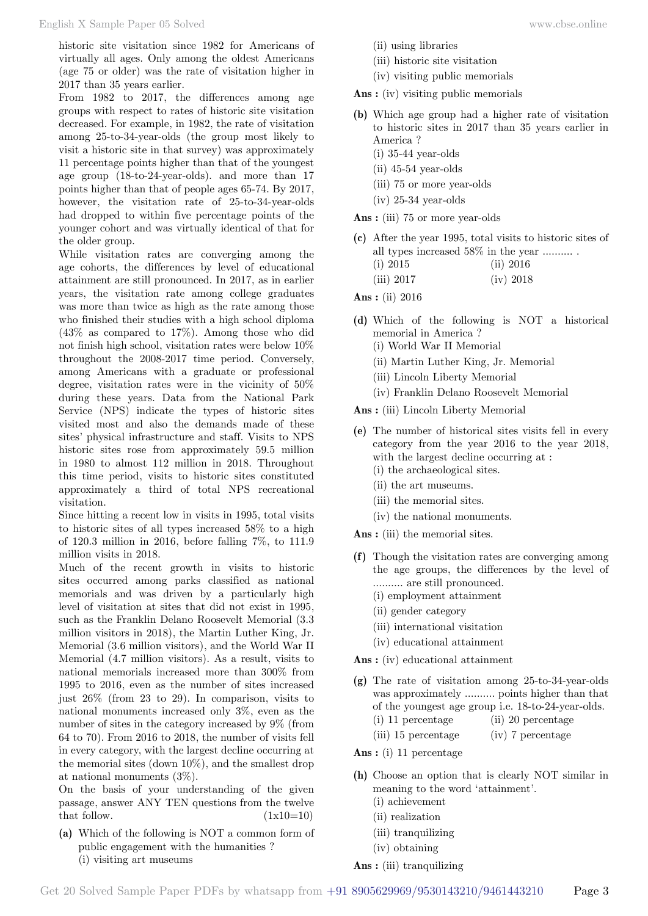historic site visitation since 1982 for Americans of virtually all ages. Only among the oldest Americans (age 75 or older) was the rate of visitation higher in 2017 than 35 years earlier.

From 1982 to 2017, the differences among age groups with respect to rates of historic site visitation decreased. For example, in 1982, the rate of visitation among 25-to-34-year-olds (the group most likely to visit a historic site in that survey) was approximately 11 percentage points higher than that of the youngest age group (18-to-24-year-olds). and more than 17 points higher than that of people ages 65-74. By 2017, however, the visitation rate of 25-to-34-year-olds had dropped to within five percentage points of the younger cohort and was virtually identical of that for the older group.

While visitation rates are converging among the age cohorts, the differences by level of educational attainment are still pronounced. In 2017, as in earlier years, the visitation rate among college graduates was more than twice as high as the rate among those who finished their studies with a high school diploma (43% as compared to 17%). Among those who did not finish high school, visitation rates were below 10% throughout the 2008-2017 time period. Conversely, among Americans with a graduate or professional degree, visitation rates were in the vicinity of 50% during these years. Data from the National Park Service (NPS) indicate the types of historic sites visited most and also the demands made of these sites' physical infrastructure and staff. Visits to NPS historic sites rose from approximately 59.5 million in 1980 to almost 112 million in 2018. Throughout this time period, visits to historic sites constituted approximately a third of total NPS recreational visitation.

Since hitting a recent low in visits in 1995, total visits to historic sites of all types increased 58% to a high of 120.3 million in 2016, before falling 7%, to 111.9 million visits in 2018.

Much of the recent growth in visits to historic sites occurred among parks classified as national memorials and was driven by a particularly high level of visitation at sites that did not exist in 1995, such as the Franklin Delano Roosevelt Memorial (3.3 million visitors in 2018), the Martin Luther King, Jr. Memorial (3.6 million visitors), and the World War II Memorial (4.7 million visitors). As a result, visits to national memorials increased more than 300% from 1995 to 2016, even as the number of sites increased just 26% (from 23 to 29). In comparison, visits to national monuments increased only 3%, even as the number of sites in the category increased by 9% (from 64 to 70). From 2016 to 2018, the number of visits fell in every category, with the largest decline occurring at the memorial sites (down 10%), and the smallest drop at national monuments (3%).

On the basis of your understanding of the given passage, answer ANY TEN questions from the twelve that follow. (1x10=10)

**(a)** Which of the following is NOT a common form of public engagement with the humanities ?
(i) visiting art museums
(ii) using libraries
(iii) historic site visitation
(iv) visiting public memorials

**Ans :** (iv) visiting public memorials

**(b)** Which age group had a higher rate of visitation to historic sites in 2017 than 35 years earlier in America ?
(i) 35-44 year-olds
(ii) 45-54 year-olds
(iii) 75 or more year-olds
(iv) 25-34 year-olds

**Ans :** (iii) 75 or more year-olds

**(c)** After the year 1995, total visits to historic sites of all types increased 58% in the year .......... .
(i) 2015 (ii) 2016
(iii) 2017 (iv) 2018

**Ans :** (ii) 2016

**(d)** Which of the following is NOT a historical memorial in America ?
(i) World War II Memorial
(ii) Martin Luther King, Jr. Memorial
(iii) Lincoln Liberty Memorial
(iv) Franklin Delano Roosevelt Memorial

**Ans :** (iii) Lincoln Liberty Memorial

**(e)** The number of historical sites visits fell in every category from the year 2016 to the year 2018, with the largest decline occurring at :
(i) the archaeological sites.
(ii) the art museums.
(iii) the memorial sites.
(iv) the national monuments.

**Ans :** (iii) the memorial sites.

**(f)** Though the visitation rates are converging among the age groups, the differences by the level of .......... are still pronounced.
(i) employment attainment
(ii) gender category
(iii) international visitation
(iv) educational attainment

**Ans :** (iv) educational attainment

**(g)** The rate of visitation among 25-to-34-year-olds was approximately .......... points higher than that of the youngest age group i.e. 18-to-24-year-olds.
(i) 11 percentage (ii) 20 percentage
(iii) 15 percentage (iv) 7 percentage

**Ans :** (i) 11 percentage

**(h)** Choose an option that is clearly NOT similar in meaning to the word 'attainment'.
(i) achievement
(ii) realization
(iii) tranquilizing
(iv) obtaining

**Ans :** (iii) tranquilizing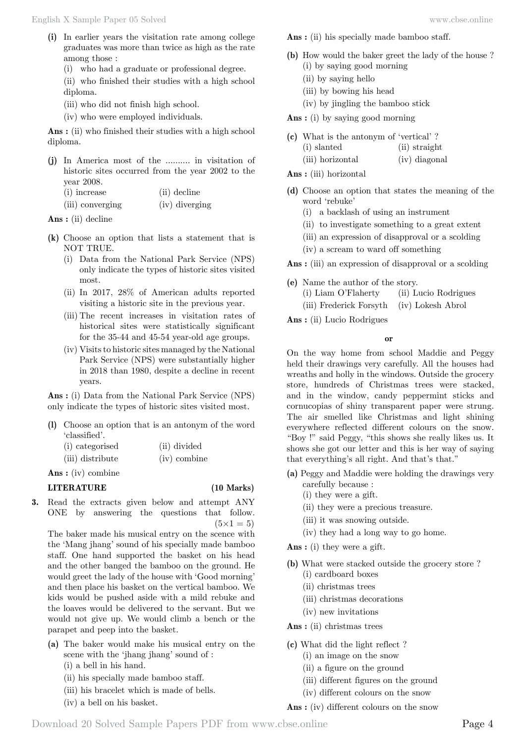**(i)** In earlier years the visitation rate among college graduates was more than twice as high as the rate among those :

(i) who had a graduate or professional degree.

(ii) who finished their studies with a high school diploma.

(iii) who did not finish high school.

(iv) who were employed individuals.

**Ans :** (ii) who finished their studies with a high school diploma.

**(j)** In America most of the .......... in visitation of historic sites occurred from the year 2002 to the year 2008.

(i) increase (ii) decline

(iii) converging (iv) diverging

**Ans :** (ii) decline

**(k)** Choose an option that lists a statement that is NOT TRUE.

(i) Data from the National Park Service (NPS) only indicate the types of historic sites visited most.

(ii) In 2017, 28% of American adults reported visiting a historic site in the previous year.

(iii) The recent increases in visitation rates of historical sites were statistically significant for the 35-44 and 45-54 year-old age groups.

(iv) Visits to historic sites managed by the National Park Service (NPS) were substantially higher in 2018 than 1980, despite a decline in recent years.

**Ans :** (i) Data from the National Park Service (NPS) only indicate the types of historic sites visited most.

**(l)** Choose an option that is an antonym of the word 'classified'.

(i) categorised (ii) divided

(iii) distribute (iv) combine

**Ans :** (iv) combine

**LITERATURE (10 Marks)**

**3.** Read the extracts given below and attempt ANY ONE by answering the questions that follow. $(5 \times 1 = 5)$

The baker made his musical entry on the scence with the 'Mang jhang' sound of his specially made bamboo staff. One hand supported the basket on his head and the other banged the bamboo on the ground. He would greet the lady of the house with 'Good morning' and then place his basket on the vertical bamboo. We kids would be pushed aside with a mild rebuke and the loaves would be delivered to the servant. But we would not give up. We would climb a bench or the parapet and peep into the basket.

**(a)** The baker would make his musical entry on the scene with the 'jhang jhang' sound of :

(i) a bell in his hand.

(ii) his specially made bamboo staff.

(iii) his bracelet which is made of bells.

(iv) a bell on his basket.

**Ans :** (ii) his specially made bamboo staff.

**(b)** How would the baker greet the lady of the house ?

(i) by saying good morning

(ii) by saying hello

(iii) by bowing his head

(iv) by jingling the bamboo stick

**Ans :** (i) by saying good morning

**(c)** What is the antonym of 'vertical' ?

(i) slanted (ii) straight

(iii) horizontal (iv) diagonal

**Ans :** (iii) horizontal

**(d)** Choose an option that states the meaning of the word 'rebuke'

(i) a backlash of using an instrument

(ii) to investigate something to a great extent

(iii) an expression of disapproval or a scolding

(iv) a scream to ward off something

**Ans :** (iii) an expression of disapproval or a scolding

**(e)** Name the author of the story.

(i) Liam O'Flaherty (ii) Lucio Rodrigues

(iii) Frederick Forsyth (iv) Lokesh Abrol

**Ans :** (ii) Lucio Rodrigues

**or**

On the way home from school Maddie and Peggy held their drawings very carefully. All the houses had wreaths and holly in the windows. Outside the grocery store, hundreds of Christmas trees were stacked, and in the window, candy peppermint sticks and cornucopias of shiny transparent paper were strung. The air smelled like Christmas and light shining everywhere reflected different colours on the snow. "Boy !" said Peggy, "this shows she really likes us. It shows she got our letter and this is her way of saying that everything's all right. And that's that."

**(a)** Peggy and Maddie were holding the drawings very carefully because :

(i) they were a gift.

(ii) they were a precious treasure.

(iii) it was snowing outside.

(iv) they had a long way to go home.

**Ans :** (i) they were a gift.

**(b)** What were stacked outside the grocery store ?

(i) cardboard boxes

(ii) christmas trees

(iii) christmas decorations

(iv) new invitations

**Ans :** (ii) christmas trees

**(c)** What did the light reflect ?

(i) an image on the snow

(ii) a figure on the ground

(iii) different figures on the ground

(iv) different colours on the snow

**Ans :** (iv) different colours on the snow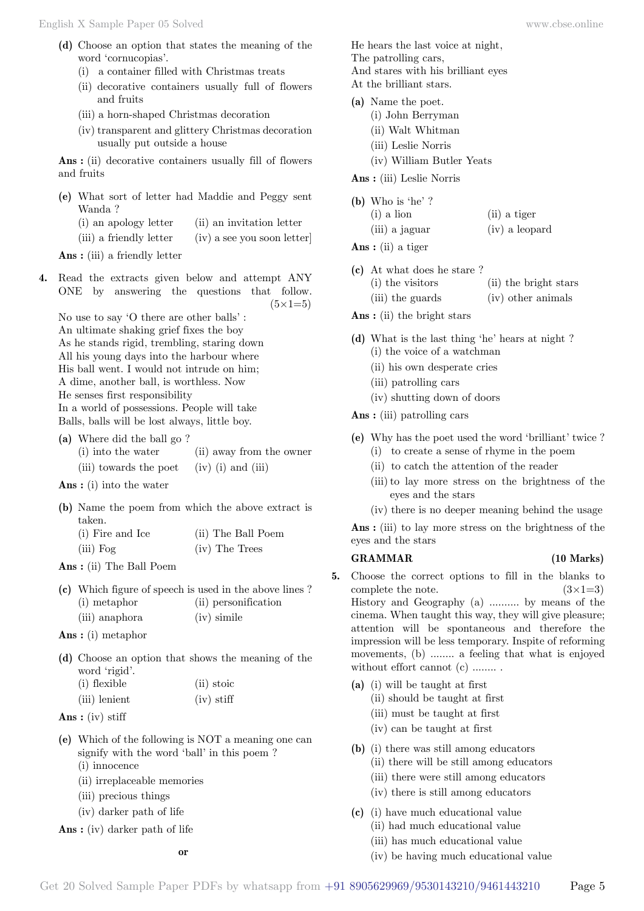**(d)** Choose an option that states the meaning of the word 'cornucopias'.

(i) a container filled with Christmas treats

(ii) decorative containers usually full of flowers and fruits

(iii) a horn-shaped Christmas decoration

(iv) transparent and glittery Christmas decoration usually put outside a house

**Ans :** (ii) decorative containers usually fill of flowers and fruits

**(e)** What sort of letter had Maddie and Peggy sent Wanda ?

(i) an apology letter (ii) an invitation letter

(iii) a friendly letter (iv) a see you soon letter]

**Ans :** (iii) a friendly letter

**4.** Read the extracts given below and attempt ANY ONE by answering the questions that follow. (5×1=5)

No use to say 'O there are other balls' :
An ultimate shaking grief fixes the boy
As he stands rigid, trembling, staring down
All his young days into the harbour where
His ball went. I would not intrude on him;
A dime, another ball, is worthless. Now
He senses first responsibility
In a world of possessions. People will take
Balls, balls will be lost always, little boy.

**(a)** Where did the ball go ?

(i) into the water (ii) away from the owner

(iii) towards the poet (iv) (i) and (iii)

**Ans :** (i) into the water

**(b)** Name the poem from which the above extract is taken.

(i) Fire and Ice (ii) The Ball Poem

(iii) Fog (iv) The Trees

**Ans :** (ii) The Ball Poem

**(c)** Which figure of speech is used in the above lines ?

(i) metaphor (ii) personification

(iii) anaphora (iv) simile

**Ans :** (i) metaphor

**(d)** Choose an option that shows the meaning of the word 'rigid'.

(i) flexible (ii) stoic

(iii) lenient (iv) stiff

**Ans :** (iv) stiff

**(e)** Which of the following is NOT a meaning one can signify with the word 'ball' in this poem ?

(i) innocence

(ii) irreplaceable memories

(iii) precious things

(iv) darker path of life

**Ans :** (iv) darker path of life

**or**

He hears the last voice at night,
The patrolling cars,
And stares with his brilliant eyes
At the brilliant stars.

**(a)** Name the poet.

(i) John Berryman

(ii) Walt Whitman

(iii) Leslie Norris

(iv) William Butler Yeats

**Ans :** (iii) Leslie Norris

**(b)** Who is 'he' ?

(i) a lion (ii) a tiger

(iii) a jaguar (iv) a leopard

**Ans :** (ii) a tiger

**(c)** At what does he stare ?

(i) the visitors (ii) the bright stars

(iii) the guards (iv) other animals

**Ans :** (ii) the bright stars

**(d)** What is the last thing 'he' hears at night ?

(i) the voice of a watchman

(ii) his own desperate cries

(iii) patrolling cars

(iv) shutting down of doors

**Ans :** (iii) patrolling cars

**(e)** Why has the poet used the word 'brilliant' twice ?

(i) to create a sense of rhyme in the poem

(ii) to catch the attention of the reader

(iii) to lay more stress on the brightness of the eyes and the stars

(iv) there is no deeper meaning behind the usage

**Ans :** (iii) to lay more stress on the brightness of the eyes and the stars

## GRAMMAR (10 Marks)

**5.** Choose the correct options to fill in the blanks to complete the note. (3×1=3)

History and Geography (a) .......... by means of the cinema. When taught this way, they will give pleasure; attention will be spontaneous and therefore the impression will be less temporary. Inspite of reforming movements, (b) ........ a feeling that what is enjoyed without effort cannot (c) ........ .

**(a)** (i) will be taught at first

(ii) should be taught at first

(iii) must be taught at first

(iv) can be taught at first

**(b)** (i) there was still among educators

(ii) there will be still among educators

(iii) there were still among educators

(iv) there is still among educators

**(c)** (i) have much educational value

(ii) had much educational value

(iii) has much educational value

(iv) be having much educational value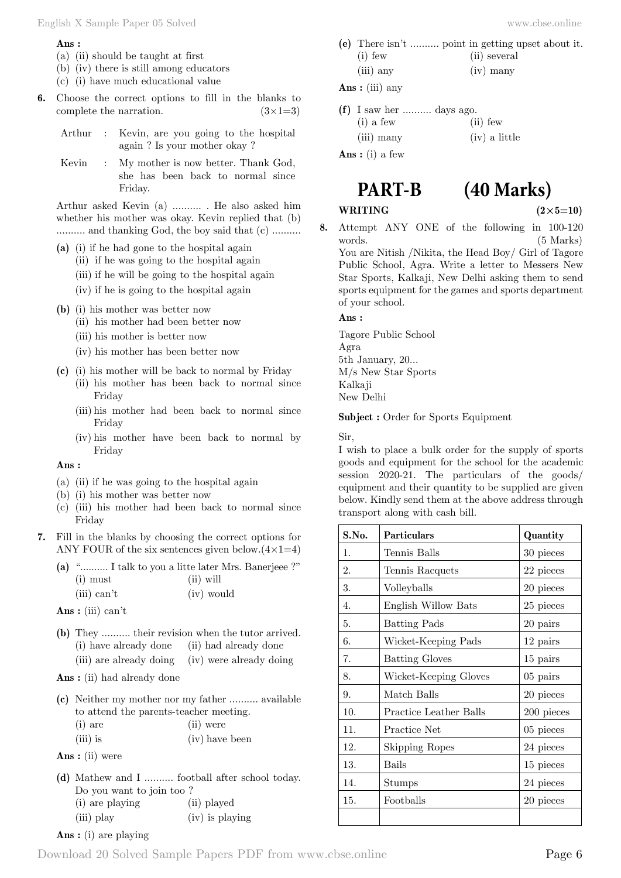**Ans :**

(a) (ii) should be taught at first
(b) (iv) there is still among educators
(c) (i) have much educational value

**6.** Choose the correct options to fill in the blanks to complete the narration. (3×1=3)

| | | |
|---|---|---|
| Arthur | : | Kevin, are you going to the hospital again ? Is your mother okay ? |
| Kevin | : | My mother is now better. Thank God, she has been back to normal since Friday. |

Arthur asked Kevin (a) .......... . He also asked him whether his mother was okay. Kevin replied that (b) .......... and thanking God, the boy said that (c) ..........

**(a)** (i) if he had gone to the hospital again
(ii) if he was going to the hospital again
(iii) if he will be going to the hospital again
(iv) if he is going to the hospital again

**(b)** (i) his mother was better now
(ii) his mother had been better now
(iii) his mother is better now
(iv) his mother has been better now

**(c)** (i) his mother will be back to normal by Friday
(ii) his mother has been back to normal since Friday
(iii) his mother had been back to normal since Friday
(iv) his mother have been back to normal by Friday

**Ans :**

(a) (ii) if he was going to the hospital again
(b) (i) his mother was better now
(c) (iii) his mother had been back to normal since Friday

**7.** Fill in the blanks by choosing the correct options for ANY FOUR of the six sentences given below.(4×1=4)

**(a)** ".......... I talk to you a litte later Mrs. Banerjeee ?"
(i) must (ii) will
(iii) can't (iv) would

**Ans :** (iii) can't

**(b)** They .......... their revision when the tutor arrived.
(i) have already done (ii) had already done
(iii) are already doing (iv) were already doing

**Ans :** (ii) had already done

**(c)** Neither my mother nor my father .......... available to attend the parents-teacher meeting.
(i) are (ii) were
(iii) is (iv) have been

**Ans :** (ii) were

**(d)** Mathew and I .......... football after school today. Do you want to join too ?
(i) are playing (ii) played
(iii) play (iv) is playing

**Ans :** (i) are playing

**(e)** There isn't .......... point in getting upset about it.
(i) few (ii) several
(iii) any (iv) many

**Ans :** (iii) any

**(f)** I saw her .......... days ago.
(i) a few (ii) few
(iii) many (iv) a little

**Ans :** (i) a few

# PART-B (40 Marks)

**WRITING** **(2×5=10)**

**8.** Attempt ANY ONE of the following in 100-120 words. (5 Marks)
You are Nitish /Nikita, the Head Boy/ Girl of Tagore Public School, Agra. Write a letter to Messers New Star Sports, Kalkaji, New Delhi asking them to send sports equipment for the games and sports department of your school.

**Ans :**

Tagore Public School
Agra
5th January, 20...
M/s New Star Sports
Kalkaji
New Delhi

**Subject :** Order for Sports Equipment

Sir,
I wish to place a bulk order for the supply of sports goods and equipment for the school for the academic session 2020-21. The particulars of the goods/ equipment and their quantity to be supplied are given below. Kindly send them at the above address through transport along with cash bill.

| S.No. | Particulars | Quantity |
|---|---|---|
| 1. | Tennis Balls | 30 pieces |
| 2. | Tennis Racquets | 22 pieces |
| 3. | Volleyballs | 20 pieces |
| 4. | English Willow Bats | 25 pieces |
| 5. | Batting Pads | 20 pairs |
| 6. | Wicket-Keeping Pads | 12 pairs |
| 7. | Batting Gloves | 15 pairs |
| 8. | Wicket-Keeping Gloves | 05 pairs |
| 9. | Match Balls | 20 pieces |
| 10. | Practice Leather Balls | 200 pieces |
| 11. | Practice Net | 05 pieces |
| 12. | Skipping Ropes | 24 pieces |
| 13. | Bails | 15 pieces |
| 14. | Stumps | 24 pieces |
| 15. | Footballs | 20 pieces |
| | | |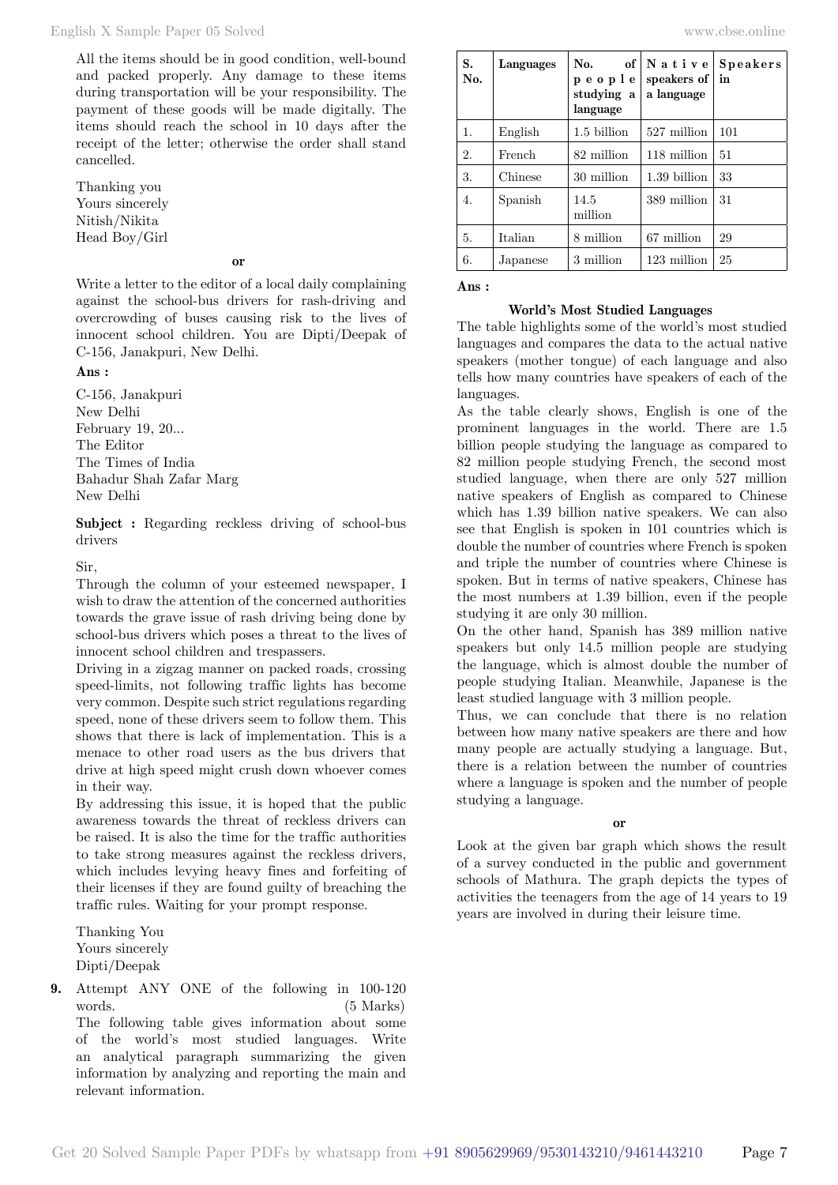All the items should be in good condition, well-bound and packed properly. Any damage to these items during transportation will be your responsibility. The payment of these goods will be made digitally. The items should reach the school in 10 days after the receipt of the letter; otherwise the order shall stand cancelled.

Thanking you
Yours sincerely
Nitish/Nikita
Head Boy/Girl

**or**

Write a letter to the editor of a local daily complaining against the school-bus drivers for rash-driving and overcrowding of buses causing risk to the lives of innocent school children. You are Dipti/Deepak of C-156, Janakpuri, New Delhi.

**Ans :**

C-156, Janakpuri
New Delhi
February 19, 20...
The Editor
The Times of India
Bahadur Shah Zafar Marg
New Delhi

**Subject :** Regarding reckless driving of school-bus drivers

Sir,
Through the column of your esteemed newspaper, I wish to draw the attention of the concerned authorities towards the grave issue of rash driving being done by school-bus drivers which poses a threat to the lives of innocent school children and trespassers.
Driving in a zigzag manner on packed roads, crossing speed-limits, not following traffic lights has become very common. Despite such strict regulations regarding speed, none of these drivers seem to follow them. This shows that there is lack of implementation. This is a menace to other road users as the bus drivers that drive at high speed might crush down whoever comes in their way.
By addressing this issue, it is hoped that the public awareness towards the threat of reckless drivers can be raised. It is also the time for the traffic authorities to take strong measures against the reckless drivers, which includes levying heavy fines and forfeiting of their licenses if they are found guilty of breaching the traffic rules. Waiting for your prompt response.

Thanking You
Yours sincerely
Dipti/Deepak

**9.** Attempt ANY ONE of the following in 100-120 words. (5 Marks)
The following table gives information about some of the world's most studied languages. Write an analytical paragraph summarizing the given information by analyzing and reporting the main and relevant information.

| S. No. | Languages | No. of people studying a language | Native speakers of a language | Speakers in |
|---|---|---|---|---|
| 1. | English | 1.5 billion | 527 million | 101 |
| 2. | French | 82 million | 118 million | 51 |
| 3. | Chinese | 30 million | 1.39 billion | 33 |
| 4. | Spanish | 14.5 million | 389 million | 31 |
| 5. | Italian | 8 million | 67 million | 29 |
| 6. | Japanese | 3 million | 123 million | 25 |

**Ans :**

**World's Most Studied Languages**

The table highlights some of the world's most studied languages and compares the data to the actual native speakers (mother tongue) of each language and also tells how many countries have speakers of each of the languages.
As the table clearly shows, English is one of the prominent languages in the world. There are 1.5 billion people studying the language as compared to 82 million people studying French, the second most studied language, when there are only 527 million native speakers of English as compared to Chinese which has 1.39 billion native speakers. We can also see that English is spoken in 101 countries which is double the number of countries where French is spoken and triple the number of countries where Chinese is spoken. But in terms of native speakers, Chinese has the most numbers at 1.39 billion, even if the people studying it are only 30 million.
On the other hand, Spanish has 389 million native speakers but only 14.5 million people are studying the language, which is almost double the number of people studying Italian. Meanwhile, Japanese is the least studied language with 3 million people.
Thus, we can conclude that there is no relation between how many native speakers are there and how many people are actually studying a language. But, there is a relation between the number of countries where a language is spoken and the number of people studying a language.

**or**

Look at the given bar graph which shows the result of a survey conducted in the public and government schools of Mathura. The graph depicts the types of activities the teenagers from the age of 14 years to 19 years are involved in during their leisure time.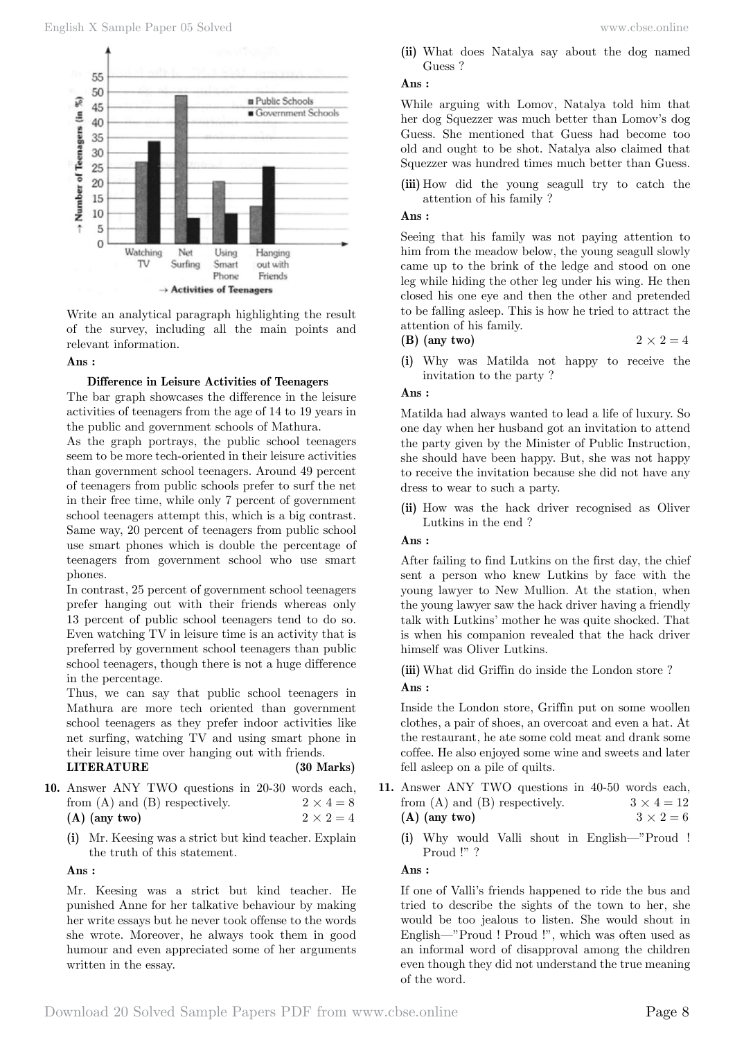Write an analytical paragraph highlighting the result of the survey, including all the main points and relevant information.

**Ans :**

**Difference in Leisure Activities of Teenagers**

The bar graph showcases the difference in the leisure activities of teenagers from the age of 14 to 19 years in the public and government schools of Mathura.

As the graph portrays, the public school teenagers seem to be more tech-oriented in their leisure activities than government school teenagers. Around 49 percent of teenagers from public schools prefer to surf the net in their free time, while only 7 percent of government school teenagers attempt this, which is a big contrast. Same way, 20 percent of teenagers from public school use smart phones which is double the percentage of teenagers from government school who use smart phones.

In contrast, 25 percent of government school teenagers prefer hanging out with their friends whereas only 13 percent of public school teenagers tend to do so. Even watching TV in leisure time is an activity that is preferred by government school teenagers than public school teenagers, though there is not a huge difference in the percentage.

Thus, we can say that public school teenagers in Mathura are more tech oriented than government school teenagers as they prefer indoor activities like net surfing, watching TV and using smart phone in their leisure time over hanging out with friends.

**LITERATURE (30 Marks)**

**10.** Answer ANY TWO questions in 20-30 words each, from (A) and (B) respectively. $2 \times 4 = 8$

**(A) (any two)** $2 \times 2 = 4$

**(i)** Mr. Keesing was a strict but kind teacher. Explain the truth of this statement.

**Ans :**

Mr. Keesing was a strict but kind teacher. He punished Anne for her talkative behaviour by making her write essays but he never took offense to the words she wrote. Moreover, he always took them in good humour and even appreciated some of her arguments written in the essay.

**(ii)** What does Natalya say about the dog named Guess ?

**Ans :**

While arguing with Lomov, Natalya told him that her dog Squezzer was much better than Lomov's dog Guess. She mentioned that Guess had become too old and ought to be shot. Natalya also claimed that Squezzer was hundred times much better than Guess.

**(iii)** How did the young seagull try to catch the attention of his family ?

**Ans :**

Seeing that his family was not paying attention to him from the meadow below, the young seagull slowly came up to the brink of the ledge and stood on one leg while hiding the other leg under his wing. He then closed his one eye and then the other and pretended to be falling asleep. This is how he tried to attract the attention of his family.

**(B) (any two)** $2 \times 2 = 4$

**(i)** Why was Matilda not happy to receive the invitation to the party ?

**Ans :**

Matilda had always wanted to lead a life of luxury. So one day when her husband got an invitation to attend the party given by the Minister of Public Instruction, she should have been happy. But, she was not happy to receive the invitation because she did not have any dress to wear to such a party.

**(ii)** How was the hack driver recognised as Oliver Lutkins in the end ?

**Ans :**

After failing to find Lutkins on the first day, the chief sent a person who knew Lutkins by face with the young lawyer to New Mullion. At the station, when the young lawyer saw the hack driver having a friendly talk with Lutkins' mother he was quite shocked. That is when his companion revealed that the hack driver himself was Oliver Lutkins.

**(iii)** What did Griffin do inside the London store ?

**Ans :**

Inside the London store, Griffin put on some woollen clothes, a pair of shoes, an overcoat and even a hat. At the restaurant, he ate some cold meat and drank some coffee. He also enjoyed some wine and sweets and later fell asleep on a pile of quilts.

**11.** Answer ANY TWO questions in 40-50 words each, from (A) and (B) respectively. $3 \times 4 = 12$

**(A) (any two)** $3 \times 2 = 6$

**(i)** Why would Valli shout in English—"Proud ! Proud !" ?

**Ans :**

If one of Valli's friends happened to ride the bus and tried to describe the sights of the town to her, she would be too jealous to listen. She would shout in English—"Proud ! Proud !", which was often used as an informal word of disapproval among the children even though they did not understand the true meaning of the word.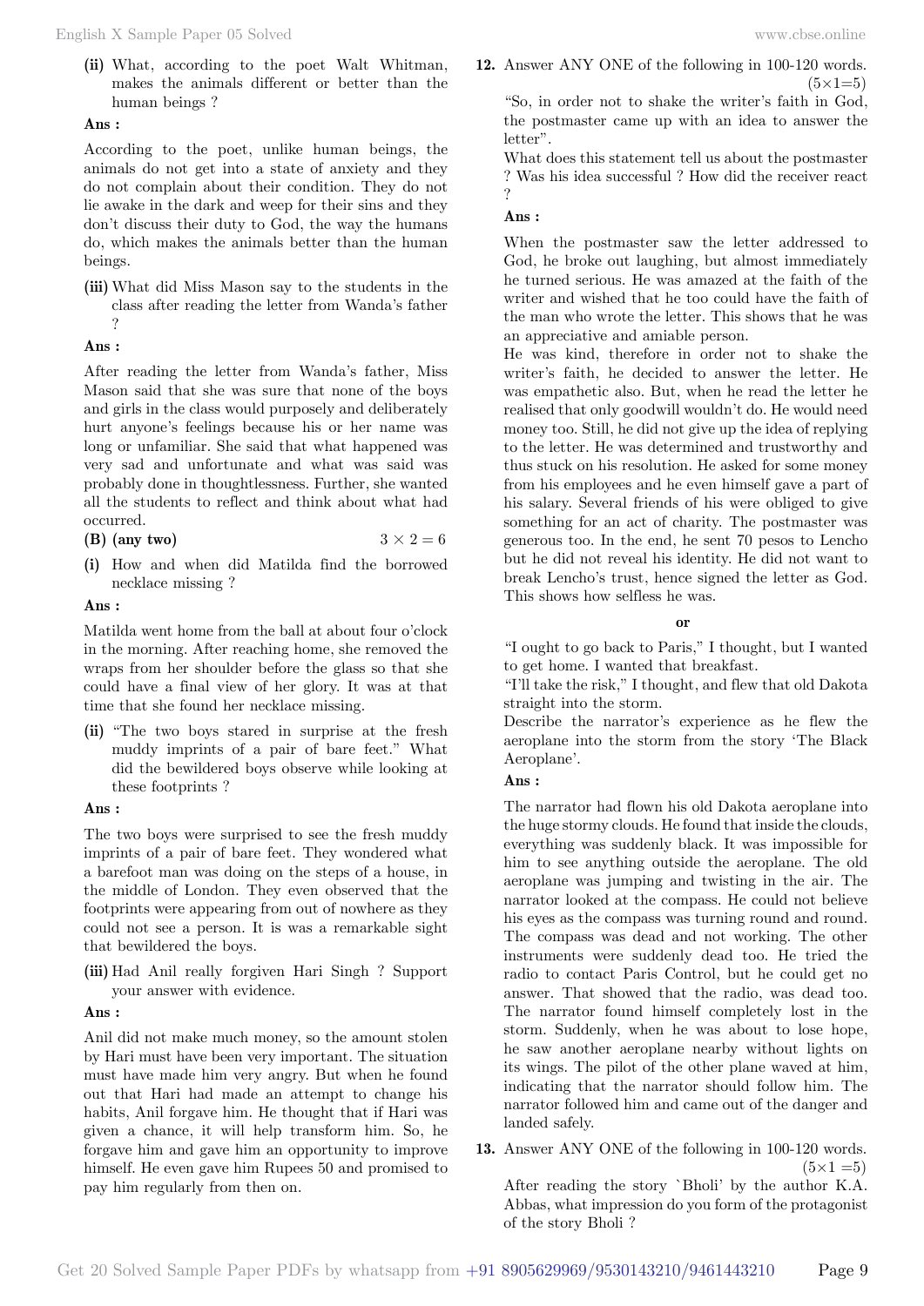**(ii)** What, according to the poet Walt Whitman, makes the animals different or better than the human beings ?

**Ans :**

According to the poet, unlike human beings, the animals do not get into a state of anxiety and they do not complain about their condition. They do not lie awake in the dark and weep for their sins and they don't discuss their duty to God, the way the humans do, which makes the animals better than the human beings.

**(iii)** What did Miss Mason say to the students in the class after reading the letter from Wanda's father ?

**Ans :**

After reading the letter from Wanda's father, Miss Mason said that she was sure that none of the boys and girls in the class would purposely and deliberately hurt anyone's feelings because his or her name was long or unfamiliar. She said that what happened was very sad and unfortunate and what was said was probably done in thoughtlessness. Further, she wanted all the students to reflect and think about what had occurred.

**(B) (any two)** $3 \times 2 = 6$

**(i)** How and when did Matilda find the borrowed necklace missing ?

**Ans :**

Matilda went home from the ball at about four o'clock in the morning. After reaching home, she removed the wraps from her shoulder before the glass so that she could have a final view of her glory. It was at that time that she found her necklace missing.

**(ii)** "The two boys stared in surprise at the fresh muddy imprints of a pair of bare feet." What did the bewildered boys observe while looking at these footprints ?

**Ans :**

The two boys were surprised to see the fresh muddy imprints of a pair of bare feet. They wondered what a barefoot man was doing on the steps of a house, in the middle of London. They even observed that the footprints were appearing from out of nowhere as they could not see a person. It is was a remarkable sight that bewildered the boys.

**(iii)** Had Anil really forgiven Hari Singh ? Support your answer with evidence.

**Ans :**

Anil did not make much money, so the amount stolen by Hari must have been very important. The situation must have made him very angry. But when he found out that Hari had made an attempt to change his habits, Anil forgave him. He thought that if Hari was given a chance, it will help transform him. So, he forgave him and gave him an opportunity to improve himself. He even gave him Rupees 50 and promised to pay him regularly from then on.

**12.** Answer ANY ONE of the following in 100-120 words. $(5 \times 1 = 5)$

"So, in order not to shake the writer's faith in God, the postmaster came up with an idea to answer the letter".

What does this statement tell us about the postmaster ? Was his idea successful ? How did the receiver react ?

**Ans :**

When the postmaster saw the letter addressed to God, he broke out laughing, but almost immediately he turned serious. He was amazed at the faith of the writer and wished that he too could have the faith of the man who wrote the letter. This shows that he was an appreciative and amiable person.

He was kind, therefore in order not to shake the writer's faith, he decided to answer the letter. He was empathetic also. But, when he read the letter he realised that only goodwill wouldn't do. He would need money too. Still, he did not give up the idea of replying to the letter. He was determined and trustworthy and thus stuck on his resolution. He asked for some money from his employees and he even himself gave a part of his salary. Several friends of his were obliged to give something for an act of charity. The postmaster was generous too. In the end, he sent 70 pesos to Lencho but he did not reveal his identity. He did not want to break Lencho's trust, hence signed the letter as God. This shows how selfless he was.

**or**

"I ought to go back to Paris," I thought, but I wanted to get home. I wanted that breakfast.

"I'll take the risk," I thought, and flew that old Dakota straight into the storm.

Describe the narrator's experience as he flew the aeroplane into the storm from the story 'The Black Aeroplane'.

**Ans :**

The narrator had flown his old Dakota aeroplane into the huge stormy clouds. He found that inside the clouds, everything was suddenly black. It was impossible for him to see anything outside the aeroplane. The old aeroplane was jumping and twisting in the air. The narrator looked at the compass. He could not believe his eyes as the compass was turning round and round. The compass was dead and not working. The other instruments were suddenly dead too. He tried the radio to contact Paris Control, but he could get no answer. That showed that the radio, was dead too. The narrator found himself completely lost in the storm. Suddenly, when he was about to lose hope, he saw another aeroplane nearby without lights on its wings. The pilot of the other plane waved at him, indicating that the narrator should follow him. The narrator followed him and came out of the danger and landed safely.

**13.** Answer ANY ONE of the following in 100-120 words. $(5 \times 1 = 5)$

After reading the story `Bholi' by the author K.A. Abbas, what impression do you form of the protagonist of the story Bholi ?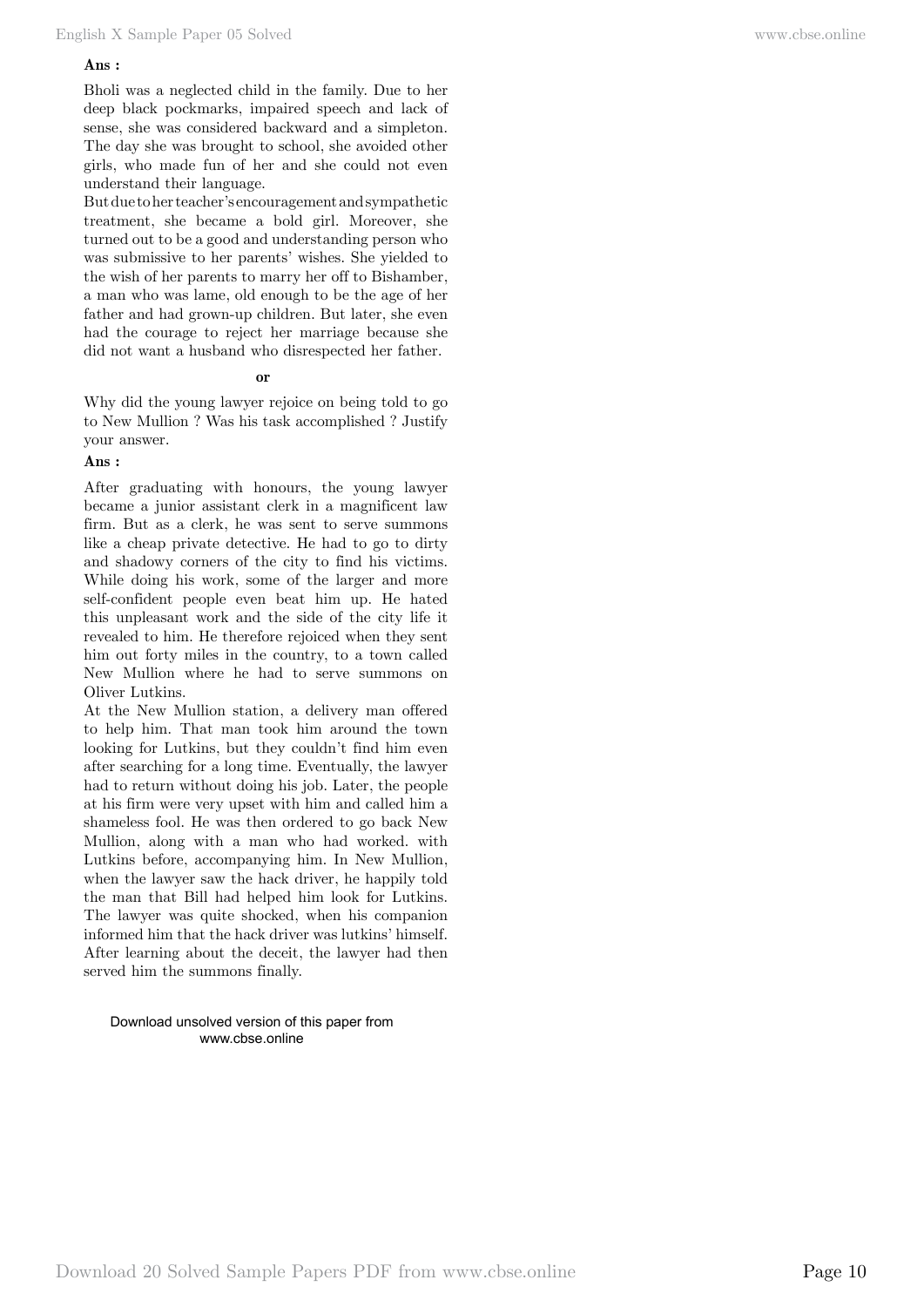**Ans :**

Bholi was a neglected child in the family. Due to her deep black pockmarks, impaired speech and lack of sense, she was considered backward and a simpleton. The day she was brought to school, she avoided other girls, who made fun of her and she could not even understand their language.

But due to her teacher's encouragement and sympathetic treatment, she became a bold girl. Moreover, she turned out to be a good and understanding person who was submissive to her parents' wishes. She yielded to the wish of her parents to marry her off to Bishamber, a man who was lame, old enough to be the age of her father and had grown-up children. But later, she even had the courage to reject her marriage because she did not want a husband who disrespected her father.

**or**

Why did the young lawyer rejoice on being told to go to New Mullion ? Was his task accomplished ? Justify your answer.

**Ans :**

After graduating with honours, the young lawyer became a junior assistant clerk in a magnificent law firm. But as a clerk, he was sent to serve summons like a cheap private detective. He had to go to dirty and shadowy corners of the city to find his victims. While doing his work, some of the larger and more self-confident people even beat him up. He hated this unpleasant work and the side of the city life it revealed to him. He therefore rejoiced when they sent him out forty miles in the country, to a town called New Mullion where he had to serve summons on Oliver Lutkins.

At the New Mullion station, a delivery man offered to help him. That man took him around the town looking for Lutkins, but they couldn't find him even after searching for a long time. Eventually, the lawyer had to return without doing his job. Later, the people at his firm were very upset with him and called him a shameless fool. He was then ordered to go back New Mullion, along with a man who had worked. with Lutkins before, accompanying him. In New Mullion, when the lawyer saw the hack driver, he happily told the man that Bill had helped him look for Lutkins. The lawyer was quite shocked, when his companion informed him that the hack driver was lutkins' himself. After learning about the deceit, the lawyer had then served him the summons finally.

Download unsolved version of this paper from www.cbse.online